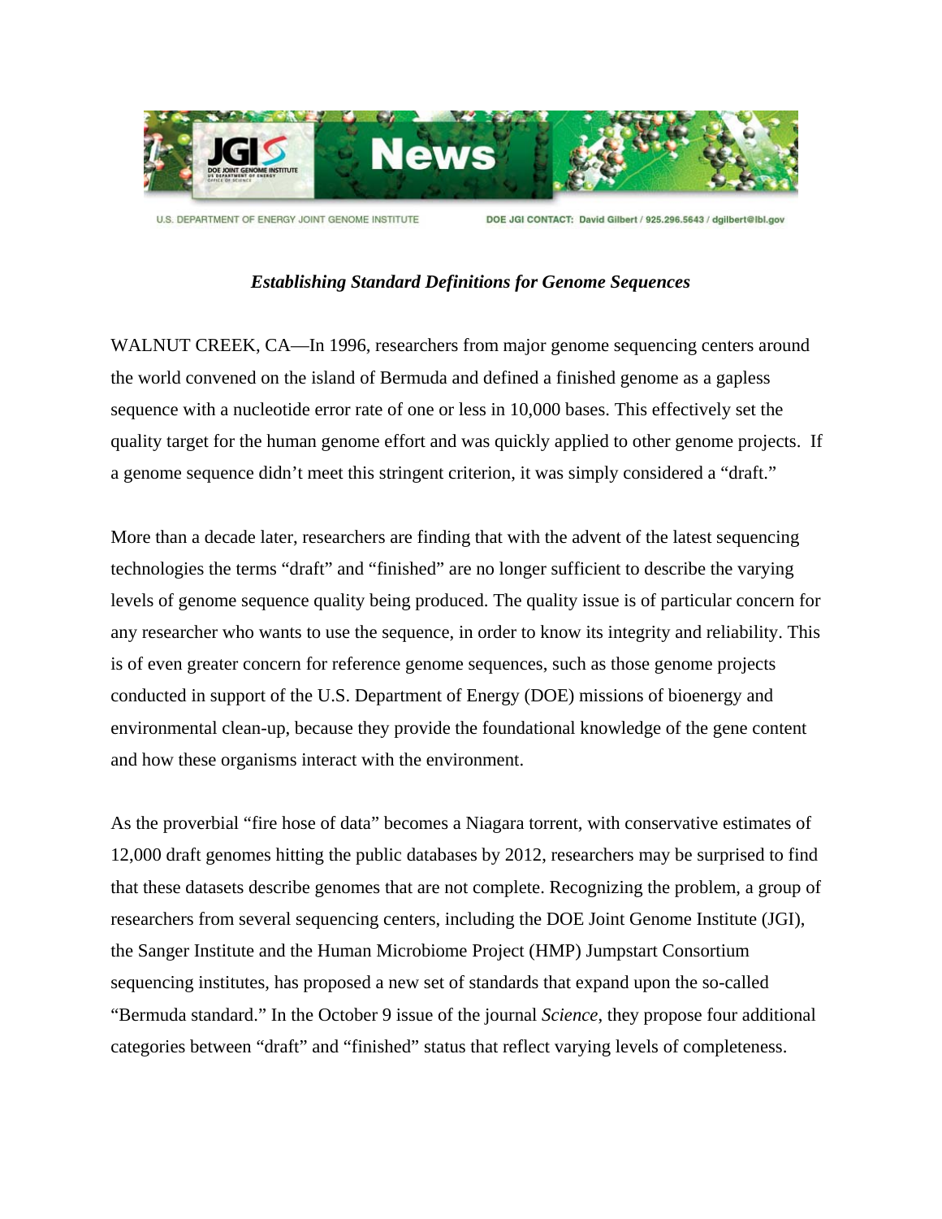U.S. DEPARTMENT OF ENERGY JOINT GENOME INSTITUTE

DOE JGI CONTACT: David Gilbert / 925.296.5643 / dgilbert@lbl.gov

# *Establishing Standard Definitions for Genome Sequences*

WALNUT CREEK, CA—In 1996, researchers from major genome sequencing centers around the world convened on the island of Bermuda and defined a finished genome as a gapless sequence with a nucleotide error rate of one or less in 10,000 bases. This effectively set the quality target for the human genome effort and was quickly applied to other genome projects. If a genome sequence didn't meet this stringent criterion, it was simply considered a "draft."

More than a decade later, researchers are finding that with the advent of the latest sequencing technologies the terms "draft" and "finished" are no longer sufficient to describe the varying levels of genome sequence quality being produced. The quality issue is of particular concern for any researcher who wants to use the sequence, in order to know its integrity and reliability. This is of even greater concern for reference genome sequences, such as those genome projects conducted in support of the U.S. Department of Energy (DOE) missions of bioenergy and environmental clean-up, because they provide the foundational knowledge of the gene content and how these organisms interact with the environment.

As the proverbial "fire hose of data" becomes a Niagara torrent, with conservative estimates of 12,000 draft genomes hitting the public databases by 2012, researchers may be surprised to find that these datasets describe genomes that are not complete. Recognizing the problem, a group of researchers from several sequencing centers, including the DOE Joint Genome Institute (JGI), the Sanger Institute and the Human Microbiome Project (HMP) Jumpstart Consortium sequencing institutes, has proposed a new set of standards that expand upon the so-called "Bermuda standard." In the October 9 issue of the journal *Science*, they propose four additional categories between "draft" and "finished" status that reflect varying levels of completeness.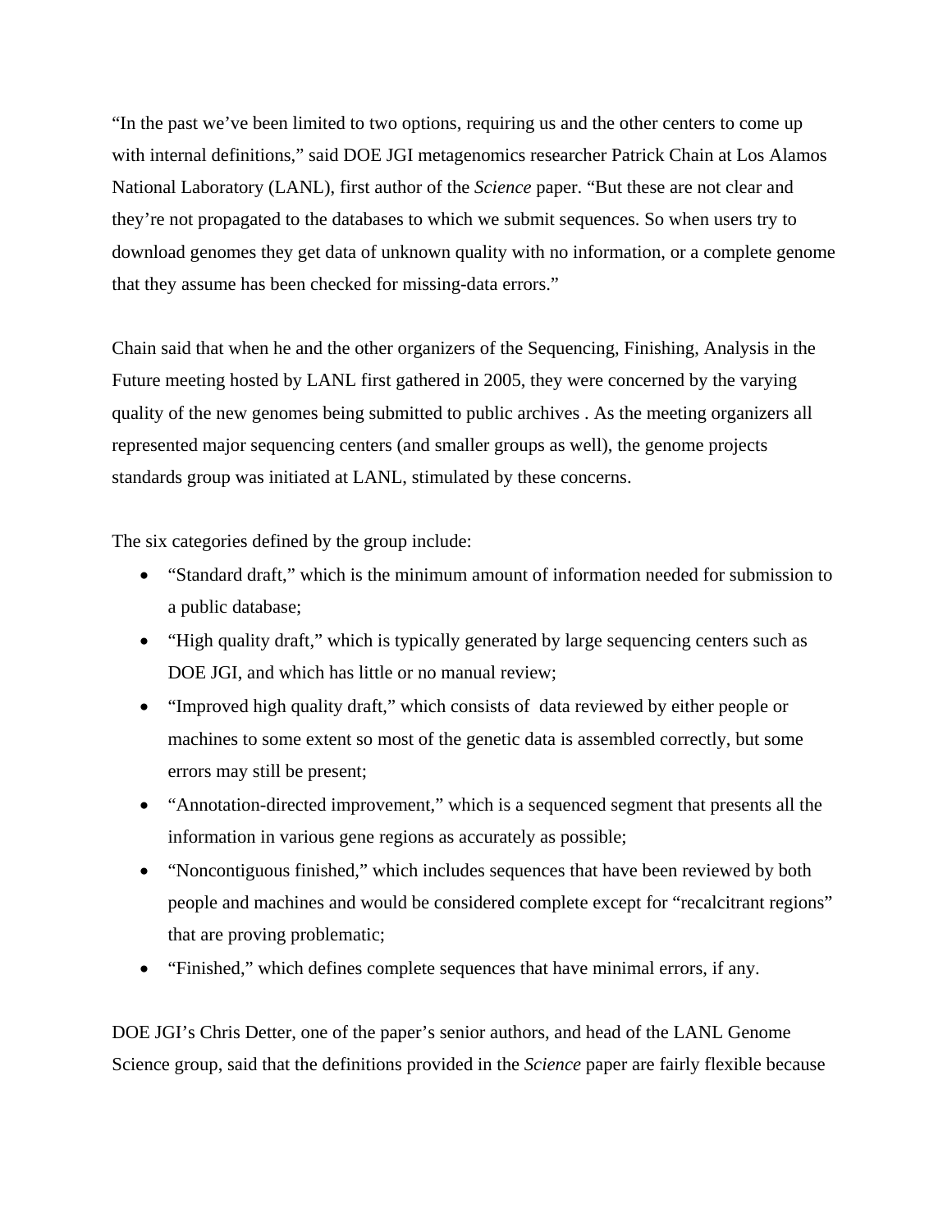"In the past we've been limited to two options, requiring us and the other centers to come up with internal definitions," said DOE JGI metagenomics researcher Patrick Chain at Los Alamos National Laboratory (LANL), first author of the *Science* paper. "But these are not clear and they're not propagated to the databases to which we submit sequences. So when users try to download genomes they get data of unknown quality with no information, or a complete genome that they assume has been checked for missing-data errors."

Chain said that when he and the other organizers of the Sequencing, Finishing, Analysis in the Future meeting hosted by LANL first gathered in 2005, they were concerned by the varying quality of the new genomes being submitted to public archives . As the meeting organizers all represented major sequencing centers (and smaller groups as well), the genome projects standards group was initiated at LANL, stimulated by these concerns.

The six categories defined by the group include:

- "Standard draft," which is the minimum amount of information needed for submission to a public database;
- "High quality draft," which is typically generated by large sequencing centers such as DOE JGI, and which has little or no manual review;
- "Improved high quality draft," which consists of data reviewed by either people or machines to some extent so most of the genetic data is assembled correctly, but some errors may still be present;
- "Annotation-directed improvement," which is a sequenced segment that presents all the information in various gene regions as accurately as possible;
- "Noncontiguous finished," which includes sequences that have been reviewed by both people and machines and would be considered complete except for "recalcitrant regions" that are proving problematic;
- "Finished," which defines complete sequences that have minimal errors, if any.

DOE JGI's Chris Detter, one of the paper's senior authors, and head of the LANL Genome Science group, said that the definitions provided in the *Science* paper are fairly flexible because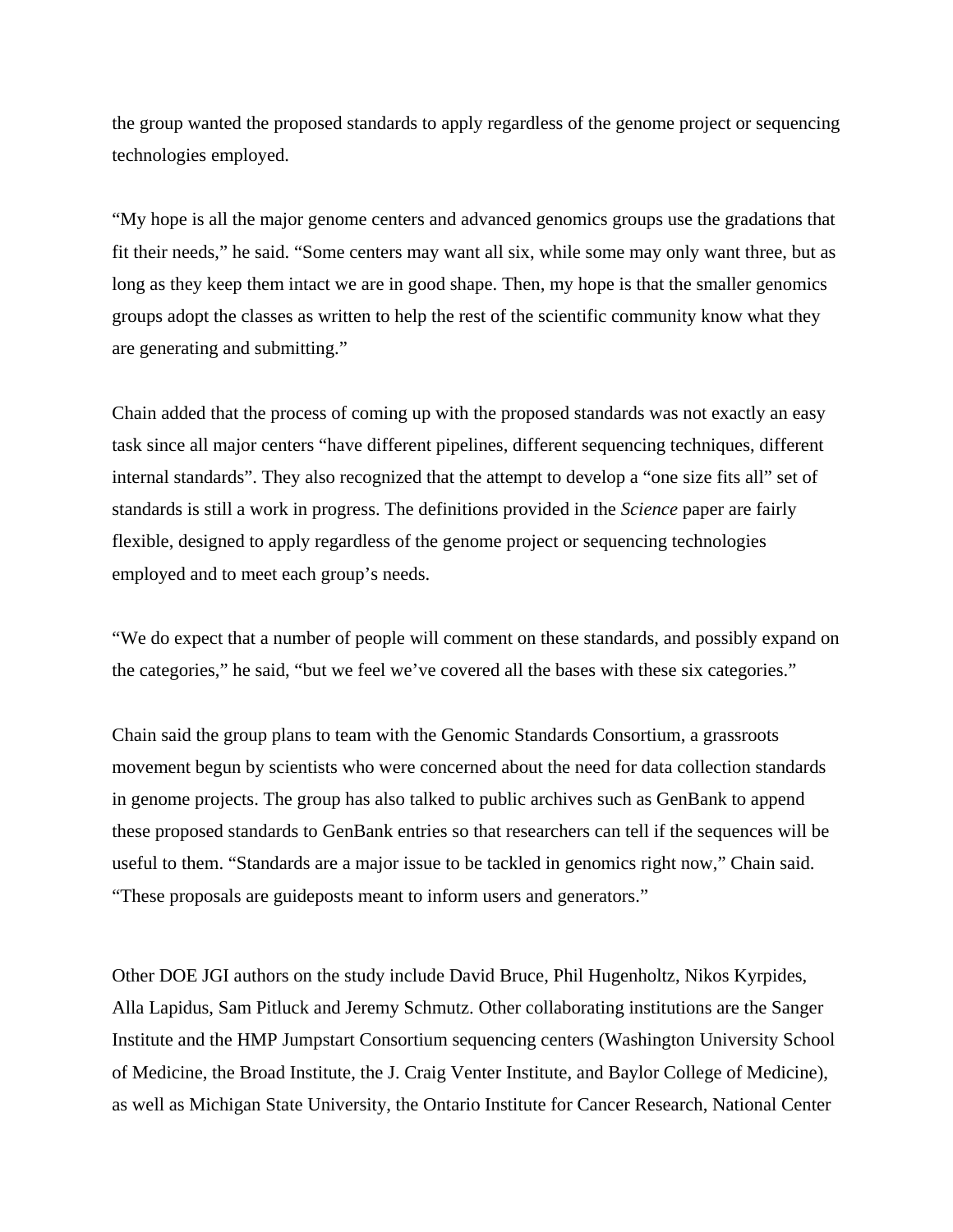the group wanted the proposed standards to apply regardless of the genome project or sequencing technologies employed.

“My hope is all the major genome centers and advanced genomics groups use the gradations that fit their needs,” he said. “Some centers may want all six, while some may only want three, but as long as they keep them intact we are in good shape. Then, my hope is that the smaller genomics groups adopt the classes as written to help the rest of the scientific community know what they are generating and submitting.”

Chain added that the process of coming up with the proposed standards was not exactly an easy task since all major centers “have different pipelines, different sequencing techniques, different internal standards”. They also recognized that the attempt to develop a “one size fits all” set of standards is still a work in progress. The definitions provided in the *Science* paper are fairly flexible, designed to apply regardless of the genome project or sequencing technologies employed and to meet each group’s needs.

“We do expect that a number of people will comment on these standards, and possibly expand on the categories,” he said, “but we feel we’ve covered all the bases with these six categories.”

Chain said the group plans to team with the Genomic Standards Consortium, a grassroots movement begun by scientists who were concerned about the need for data collection standards in genome projects. The group has also talked to public archives such as GenBank to append these proposed standards to GenBank entries so that researchers can tell if the sequences will be useful to them. “Standards are a major issue to be tackled in genomics right now,” Chain said. “These proposals are guideposts meant to inform users and generators.”

Other DOE JGI authors on the study include David Bruce, Phil Hugenholtz, Nikos Kyrpides, Alla Lapidus, Sam Pitluck and Jeremy Schmutz. Other collaborating institutions are the Sanger Institute and the HMP Jumpstart Consortium sequencing centers (Washington University School of Medicine, the Broad Institute, the J. Craig Venter Institute, and Baylor College of Medicine), as well as Michigan State University, the Ontario Institute for Cancer Research, National Center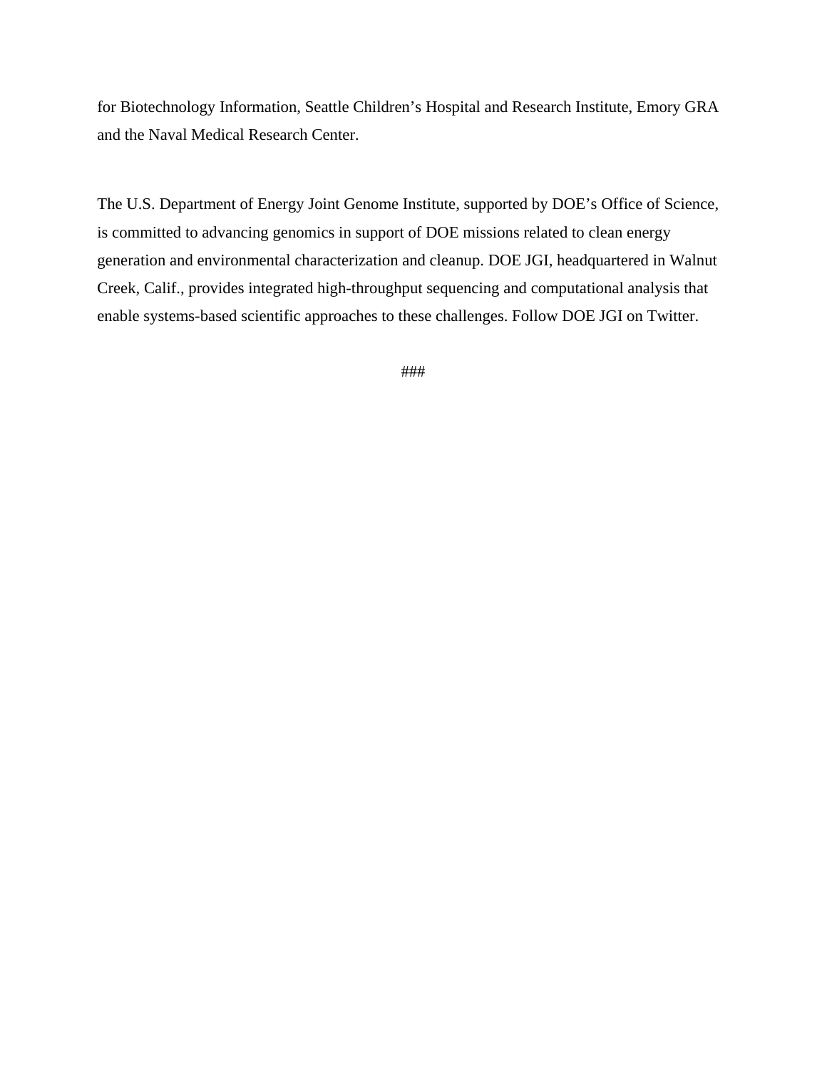for Biotechnology Information, Seattle Children's Hospital and Research Institute, Emory GRA and the Naval Medical Research Center.

The U.S. Department of Energy Joint Genome Institute, supported by DOE's Office of Science, is committed to advancing genomics in support of DOE missions related to clean energy generation and environmental characterization and cleanup. DOE JGI, headquartered in Walnut Creek, Calif., provides integrated high-throughput sequencing and computational analysis that enable systems-based scientific approaches to these challenges. Follow DOE JGI on Twitter.

###